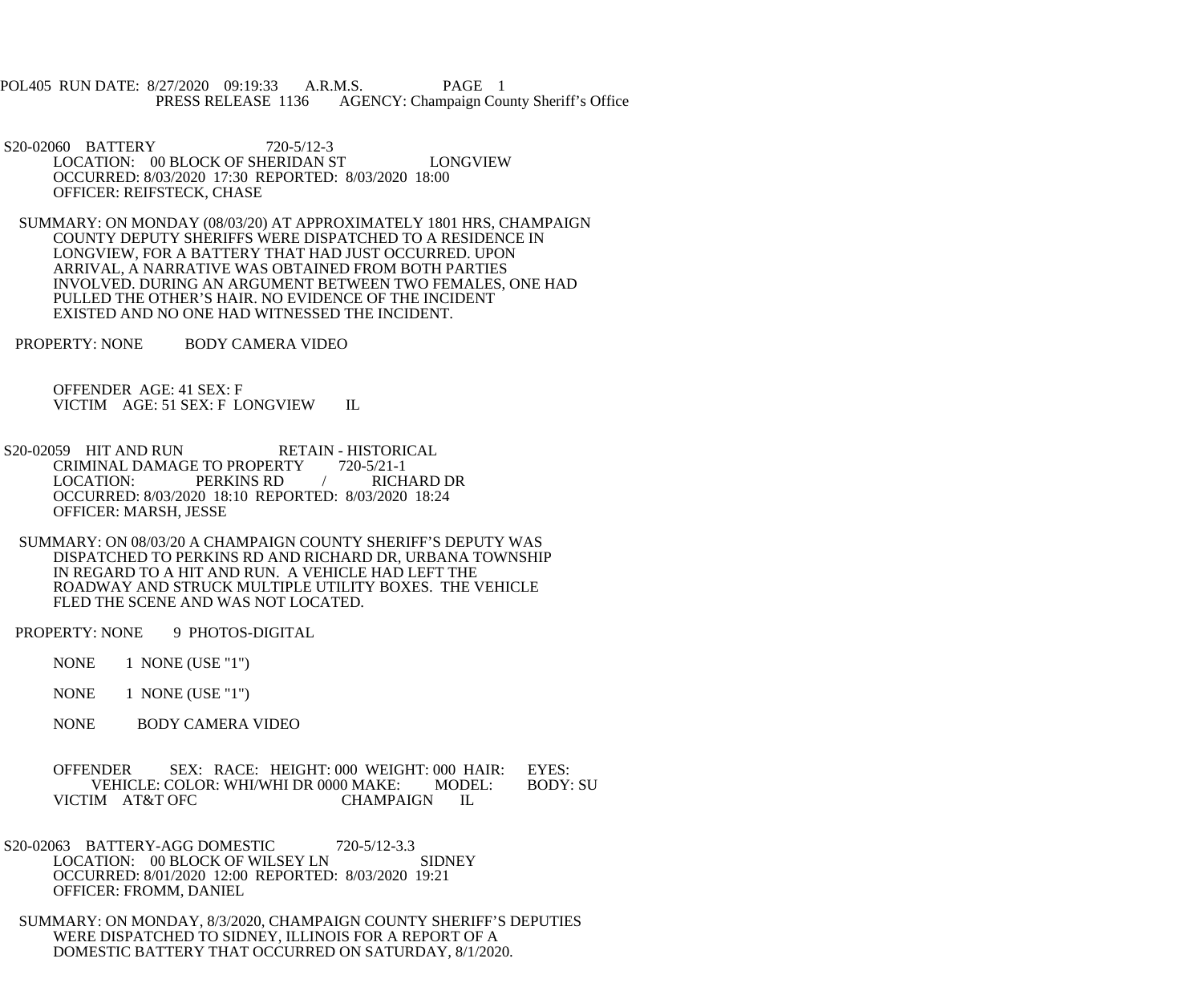POL405 RUN DATE: 8/27/2020 09:19:33 A.R.M.S. PAGE 1
PRESS RELEASE 1136 AGENCY: Champaign County Sheriff's Office

S20-02060 BATTERY 720-5/12-3
LOCATION: 00 BLOCK OF SHERIDAN ST LONGVIEW
OCCURRED: 8/03/2020 17:30 REPORTED: 8/03/2020 18:00
OFFICER: REIFSTECK, CHASE

SUMMARY: ON MONDAY (08/03/20) AT APPROXIMATELY 1801 HRS, CHAMPAIGN COUNTY DEPUTY SHERIFFS WERE DISPATCHED TO A RESIDENCE IN LONGVIEW, FOR A BATTERY THAT HAD JUST OCCURRED. UPON ARRIVAL, A NARRATIVE WAS OBTAINED FROM BOTH PARTIES INVOLVED. DURING AN ARGUMENT BETWEEN TWO FEMALES, ONE HAD PULLED THE OTHER'S HAIR. NO EVIDENCE OF THE INCIDENT EXISTED AND NO ONE HAD WITNESSED THE INCIDENT.

PROPERTY: NONE BODY CAMERA VIDEO

OFFENDER AGE: 41 SEX: F
VICTIM AGE: 51 SEX: F LONGVIEW IL

S20-02059 HIT AND RUN RETAIN - HISTORICAL
CRIMINAL DAMAGE TO PROPERTY 720-5/21-1
LOCATION: PERKINS RD / RICHARD DR
OCCURRED: 8/03/2020 18:10 REPORTED: 8/03/2020 18:24
OFFICER: MARSH, JESSE

SUMMARY: ON 08/03/20 A CHAMPAIGN COUNTY SHERIFF'S DEPUTY WAS DISPATCHED TO PERKINS RD AND RICHARD DR, URBANA TOWNSHIP IN REGARD TO A HIT AND RUN. A VEHICLE HAD LEFT THE ROADWAY AND STRUCK MULTIPLE UTILITY BOXES. THE VEHICLE FLED THE SCENE AND WAS NOT LOCATED.

PROPERTY: NONE 9 PHOTOS-DIGITAL

NONE 1 NONE (USE "1")

NONE 1 NONE (USE "1")

NONE BODY CAMERA VIDEO

OFFENDER SEX: RACE: HEIGHT: 000 WEIGHT: 000 HAIR: EYES:
VEHICLE: COLOR: WHI/WHI DR 0000 MAKE: MODEL: BODY: SU
VICTIM AT&T OFC CHAMPAIGN IL

S20-02063 BATTERY-AGG DOMESTIC 720-5/12-3.3
LOCATION: 00 BLOCK OF WILSEY LN SIDNEY
OCCURRED: 8/01/2020 12:00 REPORTED: 8/03/2020 19:21
OFFICER: FROMM, DANIEL

SUMMARY: ON MONDAY, 8/3/2020, CHAMPAIGN COUNTY SHERIFF'S DEPUTIES WERE DISPATCHED TO SIDNEY, ILLINOIS FOR A REPORT OF A DOMESTIC BATTERY THAT OCCURRED ON SATURDAY, 8/1/2020.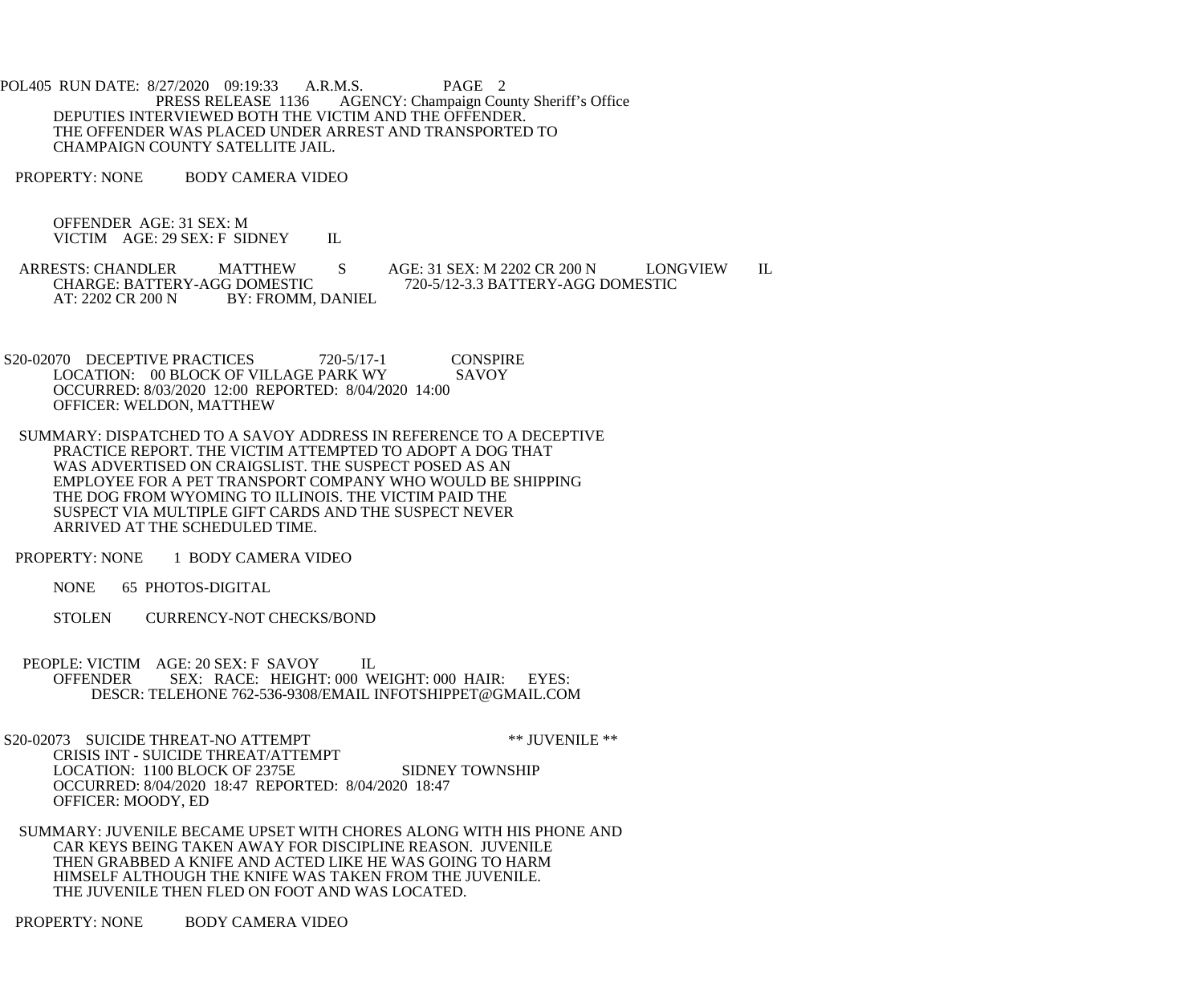DEPUTIES INTERVIEWED BOTH THE VICTIM AND THE OFFENDER.
THE OFFENDER WAS PLACED UNDER ARREST AND TRANSPORTED TO
CHAMPAIGN COUNTY SATELLITE JAIL.

PROPERTY: NONE BODY CAMERA VIDEO

OFFENDER AGE: 31 SEX: M
VICTIM AGE: 29 SEX: F SIDNEY IL

ARRESTS: CHANDLER MATTHEW S AGE: 31 SEX: M 2202 CR 200 N LONGVIEW IL
CHARGE: BATTERY-AGG DOMESTIC 720-5/12-3.3 BATTERY-AGG DOMESTIC
AT: 2202 CR 200 N BY: FROMM, DANIEL

S20-02070 DECEPTIVE PRACTICES 720-5/17-1 CONSPIRE
LOCATION: 00 BLOCK OF VILLAGE PARK WY SAVOY
OCCURRED: 8/03/2020 12:00 REPORTED: 8/04/2020 14:00
OFFICER: WELDON, MATTHEW

SUMMARY: DISPATCHED TO A SAVOY ADDRESS IN REFERENCE TO A DECEPTIVE PRACTICE REPORT. THE VICTIM ATTEMPTED TO ADOPT A DOG THAT WAS ADVERTISED ON CRAIGSLIST. THE SUSPECT POSED AS AN EMPLOYEE FOR A PET TRANSPORT COMPANY WHO WOULD BE SHIPPING THE DOG FROM WYOMING TO ILLINOIS. THE VICTIM PAID THE SUSPECT VIA MULTIPLE GIFT CARDS AND THE SUSPECT NEVER ARRIVED AT THE SCHEDULED TIME.

PROPERTY: NONE 1 BODY CAMERA VIDEO

NONE 65 PHOTOS-DIGITAL

STOLEN CURRENCY-NOT CHECKS/BOND

PEOPLE: VICTIM AGE: 20 SEX: F SAVOY IL
OFFENDER SEX: RACE: HEIGHT: 000 WEIGHT: 000 HAIR: EYES:
DESCR: TELEHONE 762-536-9308/EMAIL INFOTSHIPPET@GMAIL.COM

S20-02073 SUICIDE THREAT-NO ATTEMPT ** JUVENILE **
CRISIS INT - SUICIDE THREAT/ATTEMPT
LOCATION: 1100 BLOCK OF 2375E SIDNEY TOWNSHIP
OCCURRED: 8/04/2020 18:47 REPORTED: 8/04/2020 18:47
OFFICER: MOODY, ED

SUMMARY: JUVENILE BECAME UPSET WITH CHORES ALONG WITH HIS PHONE AND CAR KEYS BEING TAKEN AWAY FOR DISCIPLINE REASON. JUVENILE THEN GRABBED A KNIFE AND ACTED LIKE HE WAS GOING TO HARM HIMSELF ALTHOUGH THE KNIFE WAS TAKEN FROM THE JUVENILE. THE JUVENILE THEN FLED ON FOOT AND WAS LOCATED.

PROPERTY: NONE BODY CAMERA VIDEO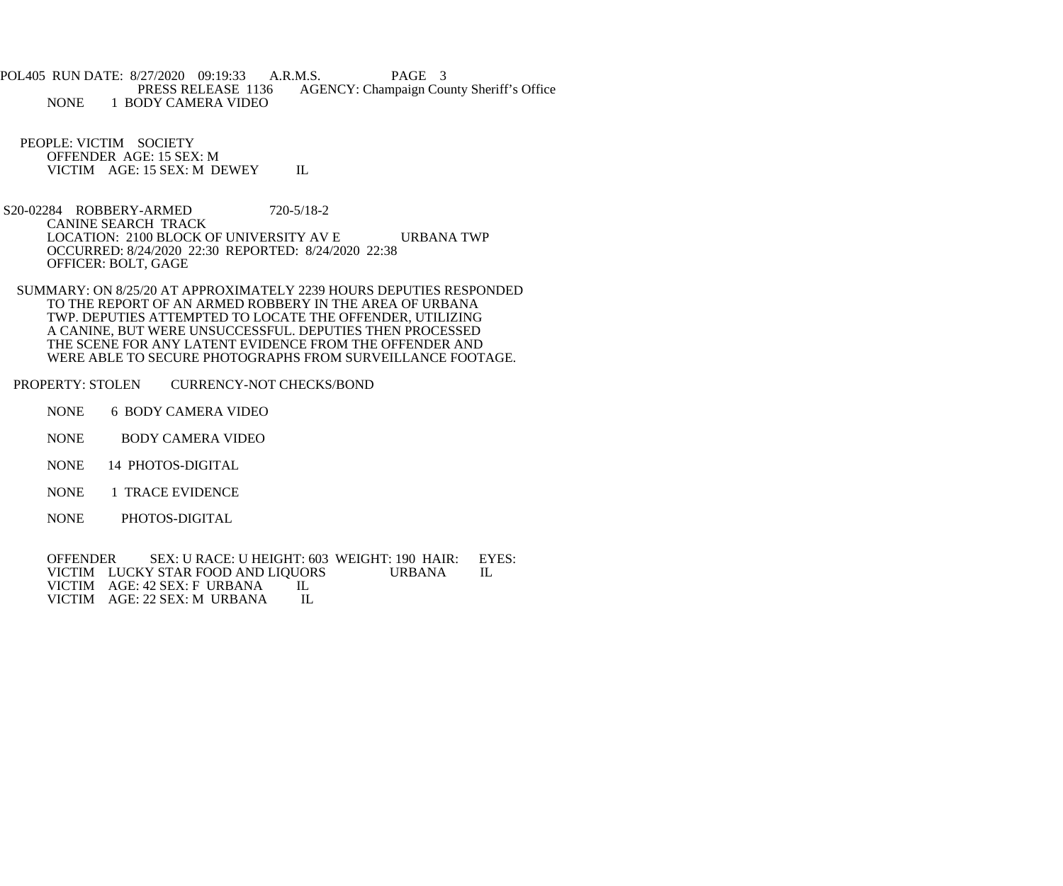POL405 RUN DATE: 8/27/2020 09:19:33 A.R.M.S. PAGE 3
PRESS RELEASE 1136 AGENCY: Champaign County Sheriff's Office

NONE 1 BODY CAMERA VIDEO

PEOPLE: VICTIM SOCIETY
OFFENDER AGE: 15 SEX: M
VICTIM AGE: 15 SEX: M DEWEY IL

S20-02284 ROBBERY-ARMED 720-5/18-2
CANINE SEARCH TRACK
LOCATION: 2100 BLOCK OF UNIVERSITY AV E URBANA TWP
OCCURRED: 8/24/2020 22:30 REPORTED: 8/24/2020 22:38
OFFICER: BOLT, GAGE

SUMMARY: ON 8/25/20 AT APPROXIMATELY 2239 HOURS DEPUTIES RESPONDED TO THE REPORT OF AN ARMED ROBBERY IN THE AREA OF URBANA TWP. DEPUTIES ATTEMPTED TO LOCATE THE OFFENDER, UTILIZING A CANINE, BUT WERE UNSUCCESSFUL. DEPUTIES THEN PROCESSED THE SCENE FOR ANY LATENT EVIDENCE FROM THE OFFENDER AND WERE ABLE TO SECURE PHOTOGRAPHS FROM SURVEILLANCE FOOTAGE.

PROPERTY: STOLEN CURRENCY-NOT CHECKS/BOND

NONE 6 BODY CAMERA VIDEO

NONE BODY CAMERA VIDEO

NONE 14 PHOTOS-DIGITAL

NONE 1 TRACE EVIDENCE

NONE PHOTOS-DIGITAL

OFFENDER SEX: U RACE: U HEIGHT: 603 WEIGHT: 190 HAIR: EYES:
VICTIM LUCKY STAR FOOD AND LIQUORS URBANA IL
VICTIM AGE: 42 SEX: F URBANA IL
VICTIM AGE: 22 SEX: M URBANA IL